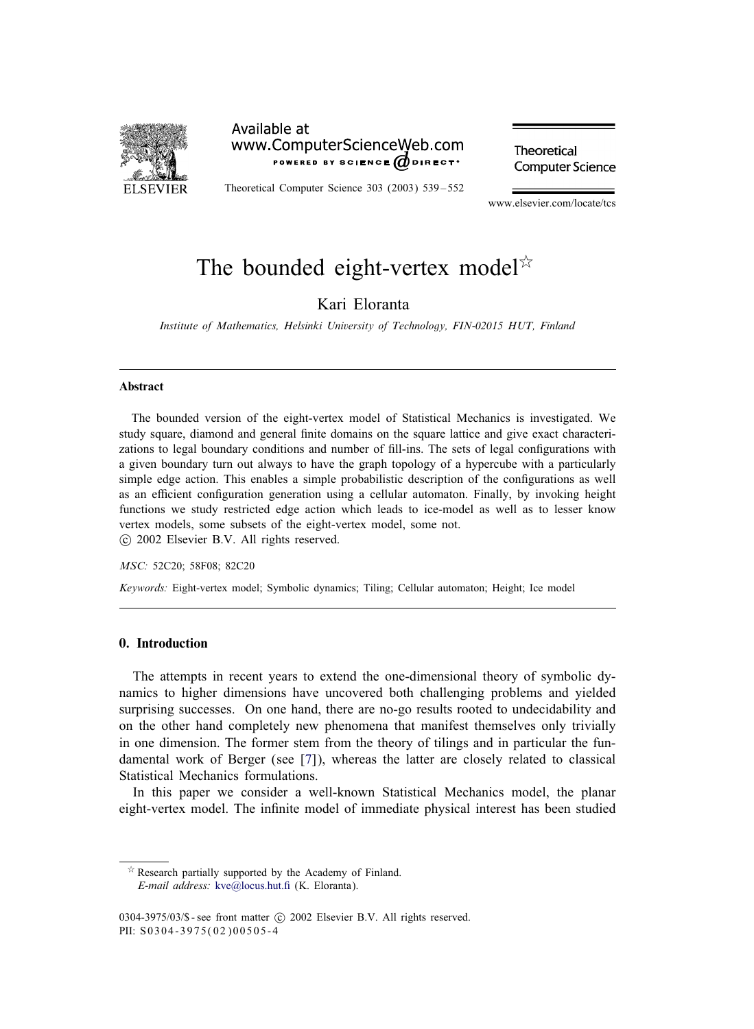# The bounded eight-vertex model[☆]

Kari Eloranta

*Institute of Mathematics, Helsinki University of Technology, FIN-02015 HUT, Finland*

---

**Abstract**

The bounded version of the eight-vertex model of Statistical Mechanics is investigated. We study square, diamond and general finite domains on the square lattice and give exact characterizations to legal boundary conditions and number of fill-ins. The sets of legal configurations with a given boundary turn out always to have the graph topology of a hypercube with a particularly simple edge action. This enables a simple probabilistic description of the configurations as well as an efficient configuration generation using a cellular automaton. Finally, by invoking height functions we study restricted edge action which leads to ice-model as well as to lesser know vertex models, some subsets of the eight-vertex model, some not.
© 2002 Elsevier B.V. All rights reserved.

*MSC:* 52C20; 58F08; 82C20

*Keywords:* Eight-vertex model; Symbolic dynamics; Tiling; Cellular automaton; Height; Ice model

---

## 0. Introduction

The attempts in recent years to extend the one-dimensional theory of symbolic dynamics to higher dimensions have uncovered both challenging problems and yielded surprising successes. On one hand, there are no-go results rooted to undecidability and on the other hand completely new phenomena that manifest themselves only trivially in one dimension. The former stem from the theory of tilings and in particular the fundamental work of Berger (see [7]), whereas the latter are closely related to classical Statistical Mechanics formulations.

In this paper we consider a well-known Statistical Mechanics model, the planar eight-vertex model. The infinite model of immediate physical interest has been studied

---

[☆] Research partially supported by the Academy of Finland.
*E-mail address:* kve@locus.hut.fi (K. Eloranta).

0304-3975/03/$ - see front matter © 2002 Elsevier B.V. All rights reserved.
PII: S0304-3975(02)00505-4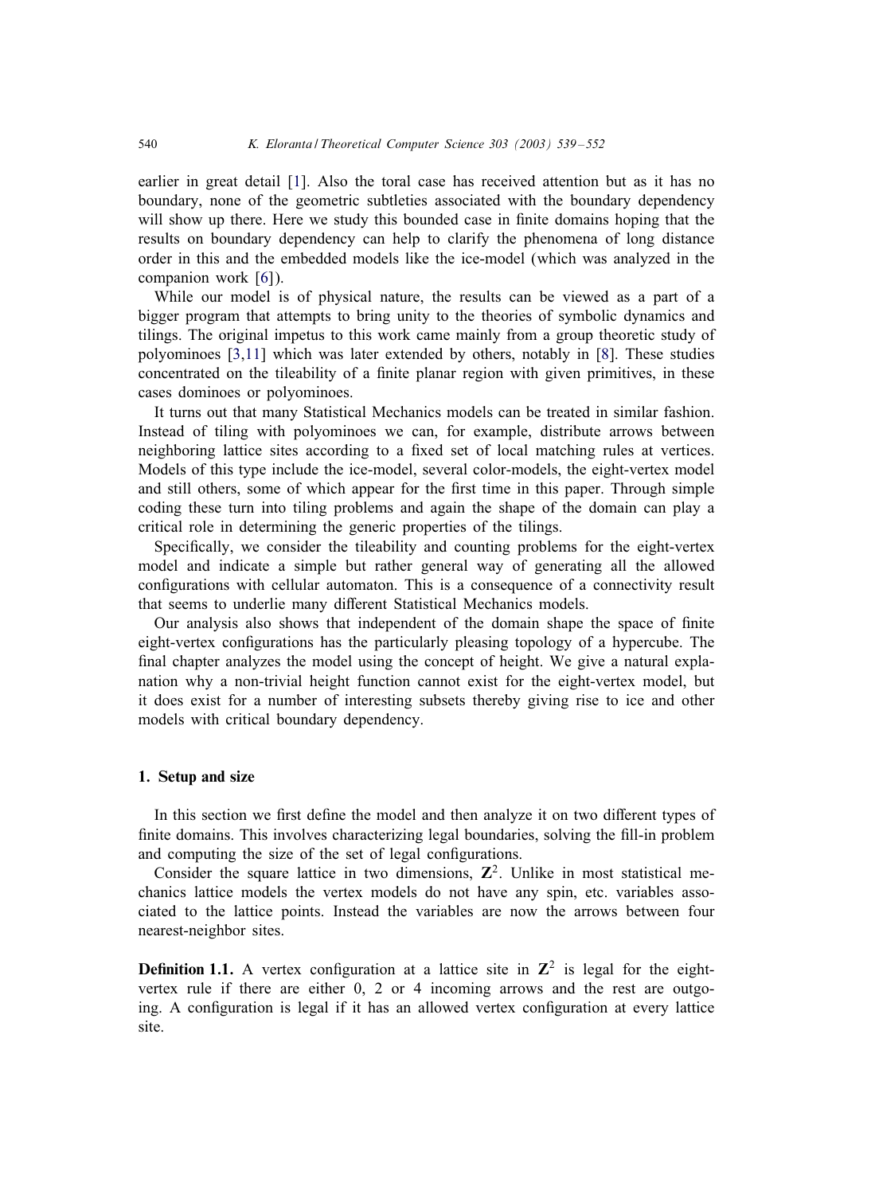earlier in great detail [1]. Also the toral case has received attention but as it has no boundary, none of the geometric subtleties associated with the boundary dependency will show up there. Here we study this bounded case in finite domains hoping that the results on boundary dependency can help to clarify the phenomena of long distance order in this and the embedded models like the ice-model (which was analyzed in the companion work [6]).

While our model is of physical nature, the results can be viewed as a part of a bigger program that attempts to bring unity to the theories of symbolic dynamics and tilings. The original impetus to this work came mainly from a group theoretic study of polyominoes [3,11] which was later extended by others, notably in [8]. These studies concentrated on the tileability of a finite planar region with given primitives, in these cases dominoes or polyominoes.

It turns out that many Statistical Mechanics models can be treated in similar fashion. Instead of tiling with polyominoes we can, for example, distribute arrows between neighboring lattice sites according to a fixed set of local matching rules at vertices. Models of this type include the ice-model, several color-models, the eight-vertex model and still others, some of which appear for the first time in this paper. Through simple coding these turn into tiling problems and again the shape of the domain can play a critical role in determining the generic properties of the tilings.

Specifically, we consider the tileability and counting problems for the eight-vertex model and indicate a simple but rather general way of generating all the allowed configurations with cellular automaton. This is a consequence of a connectivity result that seems to underlie many different Statistical Mechanics models.

Our analysis also shows that independent of the domain shape the space of finite eight-vertex configurations has the particularly pleasing topology of a hypercube. The final chapter analyzes the model using the concept of height. We give a natural explanation why a non-trivial height function cannot exist for the eight-vertex model, but it does exist for a number of interesting subsets thereby giving rise to ice and other models with critical boundary dependency.

## 1. Setup and size

In this section we first define the model and then analyze it on two different types of finite domains. This involves characterizing legal boundaries, solving the fill-in problem and computing the size of the set of legal configurations.

Consider the square lattice in two dimensions, $\mathbf{Z}^2$. Unlike in most statistical mechanics lattice models the vertex models do not have any spin, etc. variables associated to the lattice points. Instead the variables are now the arrows between four nearest-neighbor sites.

**Definition 1.1.** A vertex configuration at a lattice site in $\mathbf{Z}^2$ is legal for the eight-vertex rule if there are either 0, 2 or 4 incoming arrows and the rest are outgoing. A configuration is legal if it has an allowed vertex configuration at every lattice site.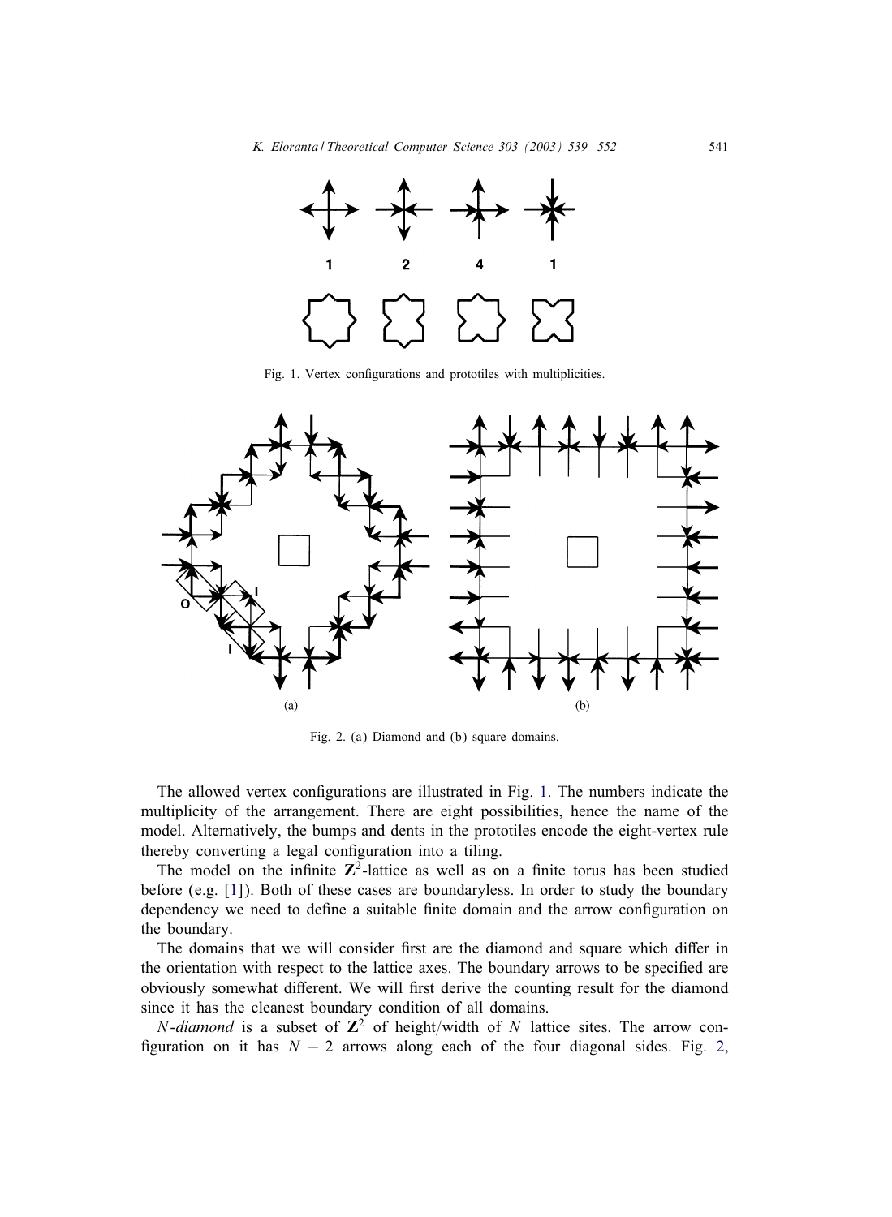Fig. 1. Vertex configurations and prototiles with multiplicities.

Fig. 2. (a) Diamond and (b) square domains.

The allowed vertex configurations are illustrated in Fig. 1. The numbers indicate the multiplicity of the arrangement. There are eight possibilities, hence the name of the model. Alternatively, the bumps and dents in the prototiles encode the eight-vertex rule thereby converting a legal configuration into a tiling.

The model on the infinite $\mathbf{Z}^2$-lattice as well as on a finite torus has been studied before (e.g. [1]). Both of these cases are boundaryless. In order to study the boundary dependency we need to define a suitable finite domain and the arrow configuration on the boundary.

The domains that we will consider first are the diamond and square which differ in the orientation with respect to the lattice axes. The boundary arrows to be specified are obviously somewhat different. We will first derive the counting result for the diamond since it has the cleanest boundary condition of all domains.

*N-diamond* is a subset of $\mathbf{Z}^2$ of height/width of $N$ lattice sites. The arrow configuration on it has $N-2$ arrows along each of the four diagonal sides. Fig. 2,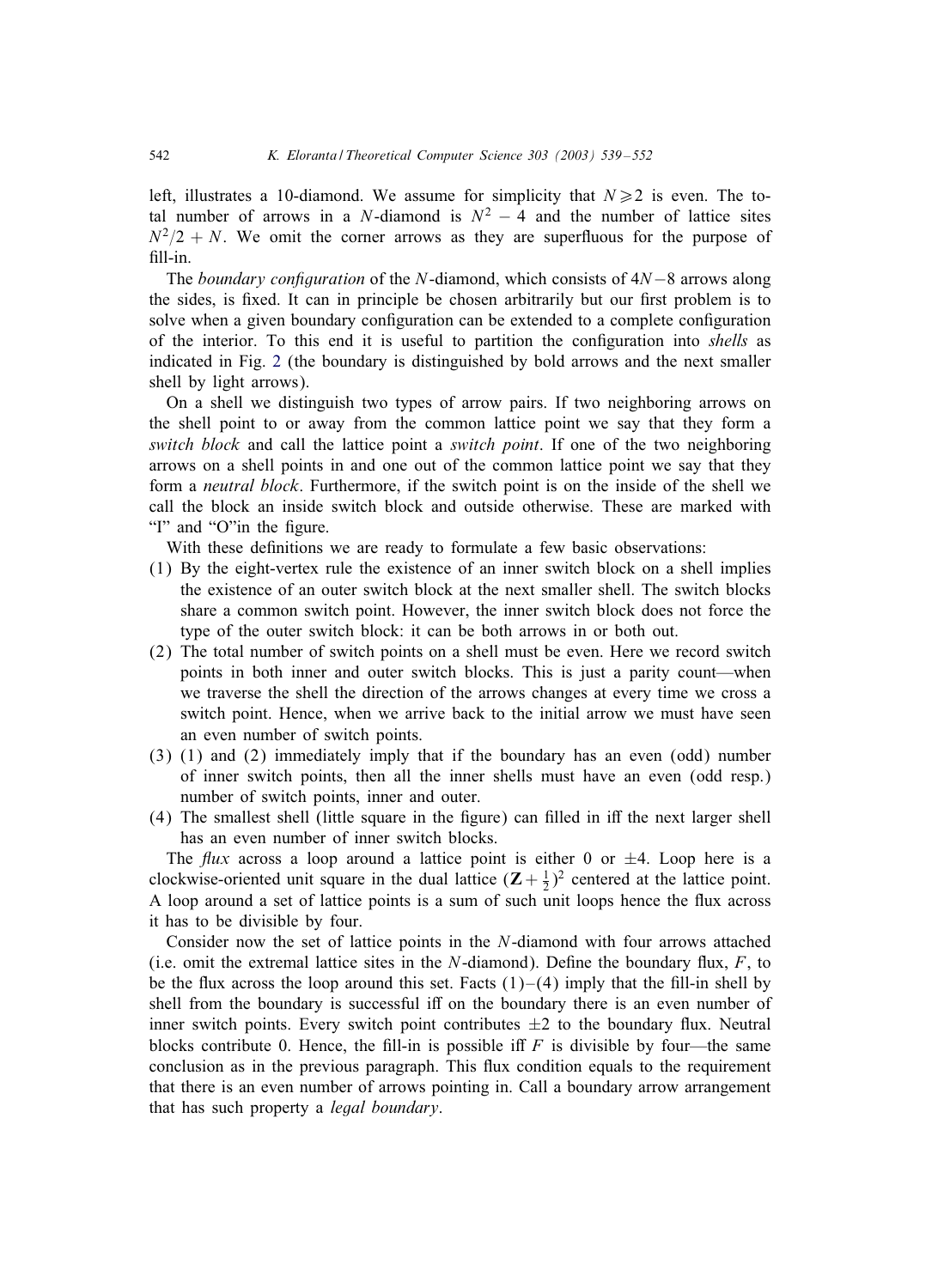left, illustrates a 10-diamond. We assume for simplicity that $N \geqslant 2$ is even. The total number of arrows in a $N$-diamond is $N^2 - 4$ and the number of lattice sites $N^2/2 + N$. We omit the corner arrows as they are superfluous for the purpose of fill-in.

The *boundary configuration* of the $N$-diamond, which consists of $4N-8$ arrows along the sides, is fixed. It can in principle be chosen arbitrarily but our first problem is to solve when a given boundary configuration can be extended to a complete configuration of the interior. To this end it is useful to partition the configuration into *shells* as indicated in Fig. 2 (the boundary is distinguished by bold arrows and the next smaller shell by light arrows).

On a shell we distinguish two types of arrow pairs. If two neighboring arrows on the shell point to or away from the common lattice point we say that they form a *switch block* and call the lattice point a *switch point*. If one of the two neighboring arrows on a shell points in and one out of the common lattice point we say that they form a *neutral block*. Furthermore, if the switch point is on the inside of the shell we call the block an inside switch block and outside otherwise. These are marked with "I" and "O"in the figure.

With these definitions we are ready to formulate a few basic observations:

(1) By the eight-vertex rule the existence of an inner switch block on a shell implies the existence of an outer switch block at the next smaller shell. The switch blocks share a common switch point. However, the inner switch block does not force the type of the outer switch block: it can be both arrows in or both out.
(2) The total number of switch points on a shell must be even. Here we record switch points in both inner and outer switch blocks. This is just a parity count—when we traverse the shell the direction of the arrows changes at every time we cross a switch point. Hence, when we arrive back to the initial arrow we must have seen an even number of switch points.
(3) (1) and (2) immediately imply that if the boundary has an even (odd) number of inner switch points, then all the inner shells must have an even (odd resp.) number of switch points, inner and outer.
(4) The smallest shell (little square in the figure) can filled in iff the next larger shell has an even number of inner switch blocks.

The *flux* across a loop around a lattice point is either 0 or $\pm 4$. Loop here is a clockwise-oriented unit square in the dual lattice $(\mathbf{Z} + \frac{1}{2})^2$ centered at the lattice point. A loop around a set of lattice points is a sum of such unit loops hence the flux across it has to be divisible by four.

Consider now the set of lattice points in the $N$-diamond with four arrows attached (i.e. omit the extremal lattice sites in the $N$-diamond). Define the boundary flux, $F$, to be the flux across the loop around this set. Facts (1)–(4) imply that the fill-in shell by shell from the boundary is successful iff on the boundary there is an even number of inner switch points. Every switch point contributes $\pm 2$ to the boundary flux. Neutral blocks contribute 0. Hence, the fill-in is possible iff $F$ is divisible by four—the same conclusion as in the previous paragraph. This flux condition equals to the requirement that there is an even number of arrows pointing in. Call a boundary arrow arrangement that has such property a *legal boundary*.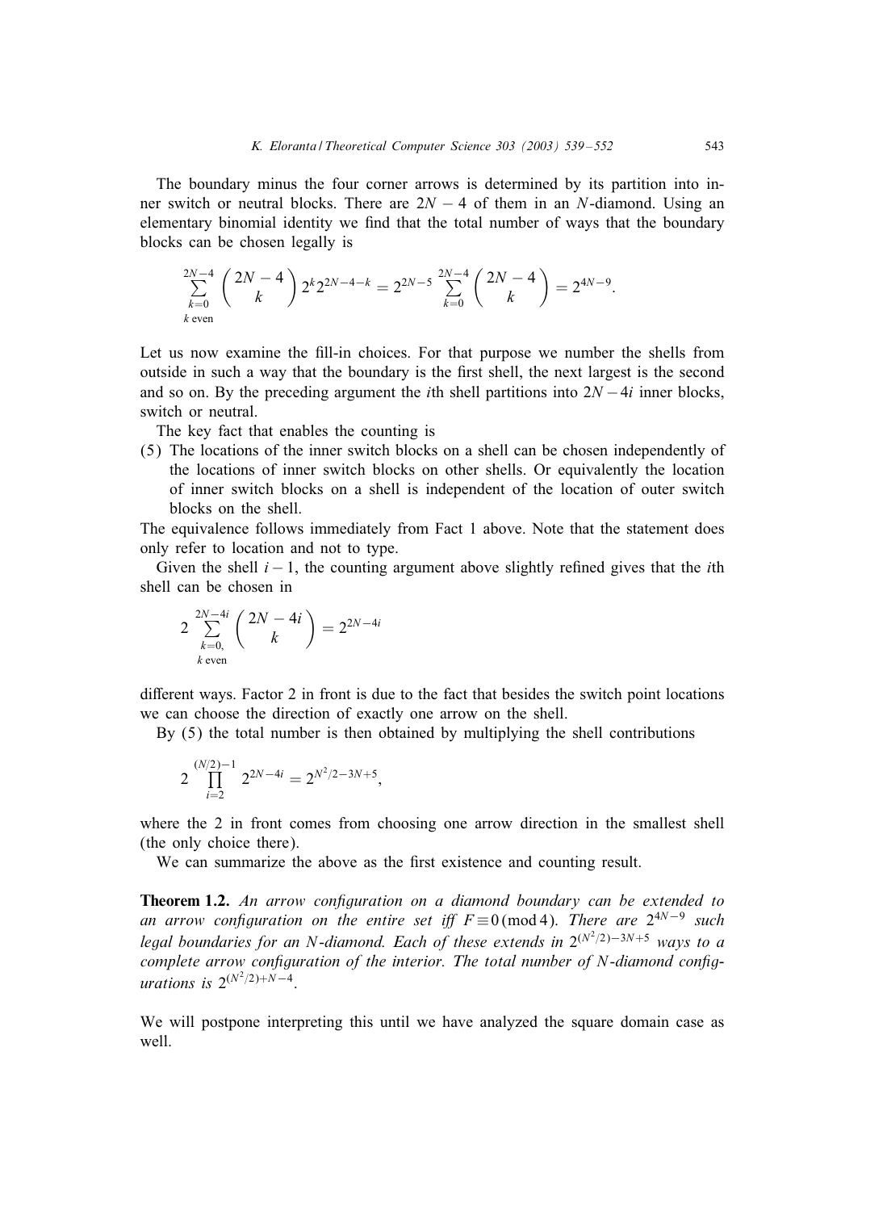The boundary minus the four corner arrows is determined by its partition into inner switch or neutral blocks. There are $2N - 4$ of them in an $N$-diamond. Using an elementary binomial identity we find that the total number of ways that the boundary blocks can be chosen legally is

$$\sum_{\substack{k=0 \\ k \text{ even}}}^{2N-4} \binom{2N-4}{k} 2^k 2^{2N-4-k} = 2^{2N-5} \sum_{k=0}^{2N-4} \binom{2N-4}{k} = 2^{4N-9}.$$

Let us now examine the fill-in choices. For that purpose we number the shells from outside in such a way that the boundary is the first shell, the next largest is the second and so on. By the preceding argument the $i$th shell partitions into $2N - 4i$ inner blocks, switch or neutral.

The key fact that enables the counting is

(5) The locations of the inner switch blocks on a shell can be chosen independently of the locations of inner switch blocks on other shells. Or equivalently the location of inner switch blocks on a shell is independent of the location of outer switch blocks on the shell.

The equivalence follows immediately from Fact 1 above. Note that the statement does only refer to location and not to type.

Given the shell $i - 1$, the counting argument above slightly refined gives that the $i$th shell can be chosen in

$$2 \sum_{\substack{k=0, \\ k \text{ even}}}^{2N-4i} \binom{2N-4i}{k} = 2^{2N-4i}$$

different ways. Factor 2 in front is due to the fact that besides the switch point locations we can choose the direction of exactly one arrow on the shell.

By (5) the total number is then obtained by multiplying the shell contributions

$$2 \prod_{i=2}^{(N/2)-1} 2^{2N-4i} = 2^{N^2/2-3N+5},$$

where the 2 in front comes from choosing one arrow direction in the smallest shell (the only choice there).

We can summarize the above as the first existence and counting result.

**Theorem 1.2.** *An arrow configuration on a diamond boundary can be extended to an arrow configuration on the entire set iff* $F \equiv 0 \pmod 4$. *There are* $2^{4N-9}$ *such legal boundaries for an* $N$*-diamond. Each of these extends in* $2^{(N^2/2)-3N+5}$ *ways to a complete arrow configuration of the interior. The total number of* $N$*-diamond configurations is* $2^{(N^2/2)+N-4}$.

We will postpone interpreting this until we have analyzed the square domain case as well.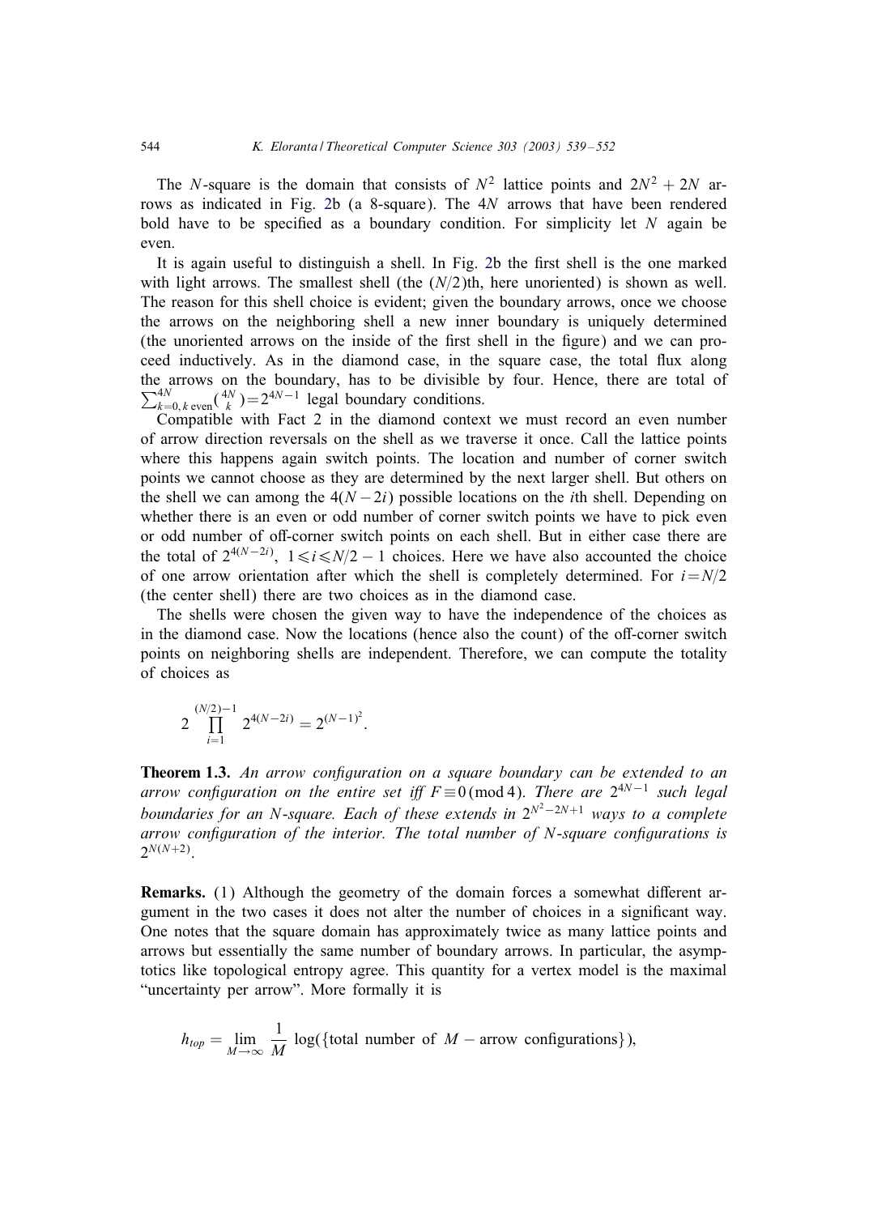The $N$-square is the domain that consists of $N^2$ lattice points and $2N^2 + 2N$ arrows as indicated in Fig. 2b (a 8-square). The $4N$ arrows that have been rendered bold have to be specified as a boundary condition. For simplicity let $N$ again be even.

It is again useful to distinguish a shell. In Fig. 2b the first shell is the one marked with light arrows. The smallest shell (the $(N/2)$th, here unoriented) is shown as well. The reason for this shell choice is evident; given the boundary arrows, once we choose the arrows on the neighboring shell a new inner boundary is uniquely determined (the unoriented arrows on the inside of the first shell in the figure) and we can proceed inductively. As in the diamond case, in the square case, the total flux along the arrows on the boundary, has to be divisible by four. Hence, there are total of $\sum_{k=0,\, k\ \mathrm{even}}^{4N} \binom{4N}{k} = 2^{4N-1}$ legal boundary conditions.

Compatible with Fact 2 in the diamond context we must record an even number of arrow direction reversals on the shell as we traverse it once. Call the lattice points where this happens again switch points. The location and number of corner switch points we cannot choose as they are determined by the next larger shell. But others on the shell we can among the $4(N-2i)$ possible locations on the $i$th shell. Depending on whether there is an even or odd number of corner switch points we have to pick even or odd number of off-corner switch points on each shell. But in either case there are the total of $2^{4(N-2i)}$, $1 \leqslant i \leqslant N/2 - 1$ choices. Here we have also accounted the choice of one arrow orientation after which the shell is completely determined. For $i = N/2$ (the center shell) there are two choices as in the diamond case.

The shells were chosen the given way to have the independence of the choices as in the diamond case. Now the locations (hence also the count) of the off-corner switch points on neighboring shells are independent. Therefore, we can compute the totality of choices as

$$2 \prod_{i=1}^{(N/2)-1} 2^{4(N-2i)} = 2^{(N-1)^2}.$$

**Theorem 1.3.** *An arrow configuration on a square boundary can be extended to an arrow configuration on the entire set iff $F \equiv 0 \pmod 4$. There are $2^{4N-1}$ such legal boundaries for an $N$-square. Each of these extends in $2^{N^2-2N+1}$ ways to a complete arrow configuration of the interior. The total number of $N$-square configurations is $2^{N(N+2)}$.*

**Remarks.** (1) Although the geometry of the domain forces a somewhat different argument in the two cases it does not alter the number of choices in a significant way. One notes that the square domain has approximately twice as many lattice points and arrows but essentially the same number of boundary arrows. In particular, the asymptotics like topological entropy agree. This quantity for a vertex model is the maximal "uncertainty per arrow". More formally it is

$$h_{top} = \lim_{M \to \infty} \frac{1}{M} \log(\{\text{total number of } M - \text{arrow configurations}\}),$$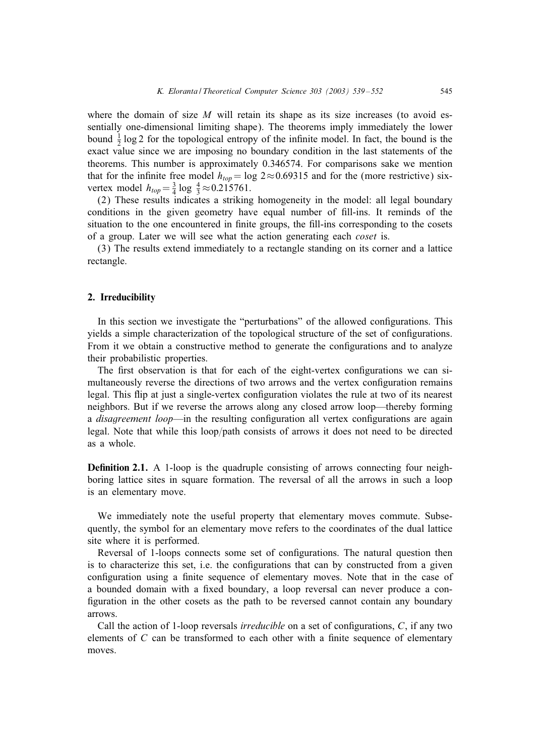where the domain of size $M$ will retain its shape as its size increases (to avoid essentially one-dimensional limiting shape). The theorems imply immediately the lower bound $\frac{1}{2}\log 2$ for the topological entropy of the infinite model. In fact, the bound is the exact value since we are imposing no boundary condition in the last statements of the theorems. This number is approximately 0.346574. For comparisons sake we mention that for the infinite free model $h_{top} = \log 2 \approx 0.69315$ and for the (more restrictive) six-vertex model $h_{top} = \frac{3}{4}\log\frac{4}{3} \approx 0.215761$.

(2) These results indicates a striking homogeneity in the model: all legal boundary conditions in the given geometry have equal number of fill-ins. It reminds of the situation to the one encountered in finite groups, the fill-ins corresponding to the cosets of a group. Later we will see what the action generating each *coset* is.

(3) The results extend immediately to a rectangle standing on its corner and a lattice rectangle.

## 2. Irreducibility

In this section we investigate the "perturbations" of the allowed configurations. This yields a simple characterization of the topological structure of the set of configurations. From it we obtain a constructive method to generate the configurations and to analyze their probabilistic properties.

The first observation is that for each of the eight-vertex configurations we can simultaneously reverse the directions of two arrows and the vertex configuration remains legal. This flip at just a single-vertex configuration violates the rule at two of its nearest neighbors. But if we reverse the arrows along any closed arrow loop—thereby forming a *disagreement loop*—in the resulting configuration all vertex configurations are again legal. Note that while this loop/path consists of arrows it does not need to be directed as a whole.

**Definition 2.1.** A 1-loop is the quadruple consisting of arrows connecting four neighboring lattice sites in square formation. The reversal of all the arrows in such a loop is an elementary move.

We immediately note the useful property that elementary moves commute. Subsequently, the symbol for an elementary move refers to the coordinates of the dual lattice site where it is performed.

Reversal of 1-loops connects some set of configurations. The natural question then is to characterize this set, i.e. the configurations that can by constructed from a given configuration using a finite sequence of elementary moves. Note that in the case of a bounded domain with a fixed boundary, a loop reversal can never produce a configuration in the other cosets as the path to be reversed cannot contain any boundary arrows.

Call the action of 1-loop reversals *irreducible* on a set of configurations, $C$, if any two elements of $C$ can be transformed to each other with a finite sequence of elementary moves.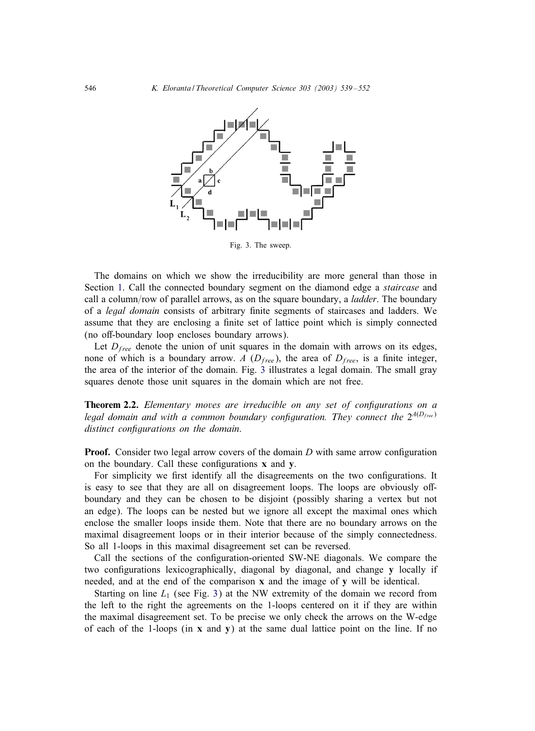Fig. 3. The sweep.

The domains on which we show the irreducibility are more general than those in Section 1. Call the connected boundary segment on the diamond edge a *staircase* and call a column/row of parallel arrows, as on the square boundary, a *ladder*. The boundary of a *legal domain* consists of arbitrary finite segments of staircases and ladders. We assume that they are enclosing a finite set of lattice point which is simply connected (no off-boundary loop encloses boundary arrows).

Let $D_{free}$ denote the union of unit squares in the domain with arrows on its edges, none of which is a boundary arrow. $A$ $(D_{free})$, the area of $D_{free}$, is a finite integer, the area of the interior of the domain. Fig. 3 illustrates a legal domain. The small gray squares denote those unit squares in the domain which are not free.

**Theorem 2.2.** *Elementary moves are irreducible on any set of configurations on a legal domain and with a common boundary configuration. They connect the* $2^{A(D_{free})}$ *distinct configurations on the domain.*

**Proof.** Consider two legal arrow covers of the domain $D$ with same arrow configuration on the boundary. Call these configurations $\mathbf{x}$ and $\mathbf{y}$.

For simplicity we first identify all the disagreements on the two configurations. It is easy to see that they are all on disagreement loops. The loops are obviously off-boundary and they can be chosen to be disjoint (possibly sharing a vertex but not an edge). The loops can be nested but we ignore all except the maximal ones which enclose the smaller loops inside them. Note that there are no boundary arrows on the maximal disagreement loops or in their interior because of the simply connectedness. So all 1-loops in this maximal disagreement set can be reversed.

Call the sections of the configuration-oriented SW-NE diagonals. We compare the two configurations lexicographically, diagonal by diagonal, and change $\mathbf{y}$ locally if needed, and at the end of the comparison $\mathbf{x}$ and the image of $\mathbf{y}$ will be identical.

Starting on line $L_1$ (see Fig. 3) at the NW extremity of the domain we record from the left to the right the agreements on the 1-loops centered on it if they are within the maximal disagreement set. To be precise we only check the arrows on the W-edge of each of the 1-loops (in $\mathbf{x}$ and $\mathbf{y}$) at the same dual lattice point on the line. If no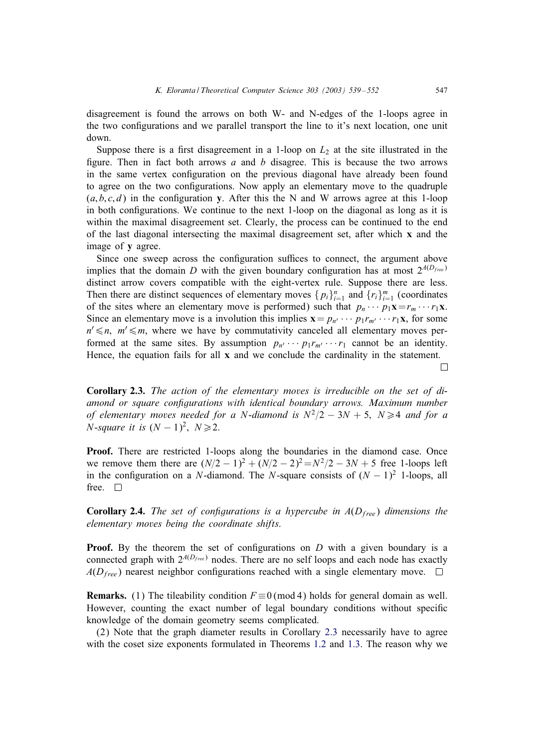disagreement is found the arrows on both W- and N-edges of the 1-loops agree in the two configurations and we parallel transport the line to it's next location, one unit down.

Suppose there is a first disagreement in a 1-loop on $L_2$ at the site illustrated in the figure. Then in fact both arrows $a$ and $b$ disagree. This is because the two arrows in the same vertex configuration on the previous diagonal have already been found to agree on the two configurations. Now apply an elementary move to the quadruple $(a, b, c, d)$ in the configuration $\mathbf{y}$. After this the N and W arrows agree at this 1-loop in both configurations. We continue to the next 1-loop on the diagonal as long as it is within the maximal disagreement set. Clearly, the process can be continued to the end of the last diagonal intersecting the maximal disagreement set, after which $\mathbf{x}$ and the image of $\mathbf{y}$ agree.

Since one sweep across the configuration suffices to connect, the argument above implies that the domain $D$ with the given boundary configuration has at most $2^{A(D_{free})}$ distinct arrow covers compatible with the eight-vertex rule. Suppose there are less. Then there are distinct sequences of elementary moves $\{p_i\}_{i=1}^{n}$ and $\{r_i\}_{i=1}^{m}$ (coordinates of the sites where an elementary move is performed) such that $p_n \cdots p_1 \mathbf{x} = r_m \cdots r_1 \mathbf{x}$. Since an elementary move is a involution this implies $\mathbf{x} = p_{n'} \cdots p_1 r_{m'} \cdots r_1 \mathbf{x}$, for some $n' \leqslant n$, $m' \leqslant m$, where we have by commutativity canceled all elementary moves performed at the same sites. By assumption $p_{n'} \cdots p_1 r_{m'} \cdots r_1$ cannot be an identity. Hence, the equation fails for all $\mathbf{x}$ and we conclude the cardinality in the statement. □

**Corollary 2.3.** *The action of the elementary moves is irreducible on the set of diamond or square configurations with identical boundary arrows. Maximum number of elementary moves needed for a $N$-diamond is $N^2/2 - 3N + 5$, $N \geqslant 4$ and for a $N$-square it is $(N-1)^2$, $N \geqslant 2$.*

**Proof.** There are restricted 1-loops along the boundaries in the diamond case. Once we remove them there are $(N/2-1)^2 + (N/2-2)^2 = N^2/2 - 3N + 5$ free 1-loops left in the configuration on a $N$-diamond. The $N$-square consists of $(N-1)^2$ 1-loops, all free. □

**Corollary 2.4.** *The set of configurations is a hypercube in $A(D_{free})$ dimensions the elementary moves being the coordinate shifts.*

**Proof.** By the theorem the set of configurations on $D$ with a given boundary is a connected graph with $2^{A(D_{free})}$ nodes. There are no self loops and each node has exactly $A(D_{free})$ nearest neighbor configurations reached with a single elementary move. □

**Remarks.** (1) The tileability condition $F \equiv 0 \pmod 4$ holds for general domain as well. However, counting the exact number of legal boundary conditions without specific knowledge of the domain geometry seems complicated.

(2) Note that the graph diameter results in Corollary 2.3 necessarily have to agree with the coset size exponents formulated in Theorems 1.2 and 1.3. The reason why we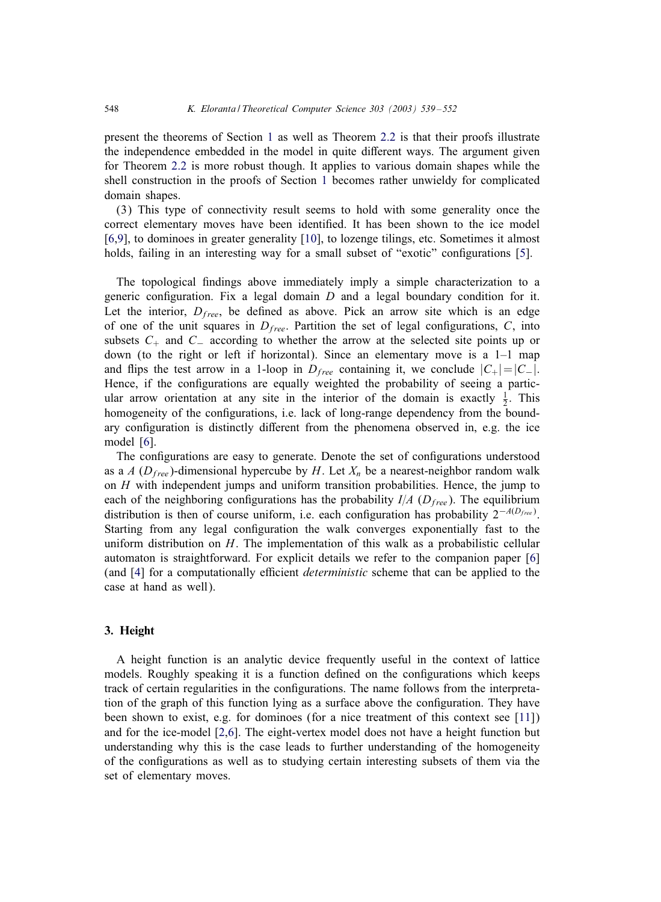present the theorems of Section 1 as well as Theorem 2.2 is that their proofs illustrate the independence embedded in the model in quite different ways. The argument given for Theorem 2.2 is more robust though. It applies to various domain shapes while the shell construction in the proofs of Section 1 becomes rather unwieldy for complicated domain shapes.

(3) This type of connectivity result seems to hold with some generality once the correct elementary moves have been identified. It has been shown to the ice model [6,9], to dominoes in greater generality [10], to lozenge tilings, etc. Sometimes it almost holds, failing in an interesting way for a small subset of "exotic" configurations [5].

The topological findings above immediately imply a simple characterization to a generic configuration. Fix a legal domain $D$ and a legal boundary condition for it. Let the interior, $D_{free}$, be defined as above. Pick an arrow site which is an edge of one of the unit squares in $D_{free}$. Partition the set of legal configurations, $C$, into subsets $C_+$ and $C_-$ according to whether the arrow at the selected site points up or down (to the right or left if horizontal). Since an elementary move is a 1–1 map and flips the test arrow in a 1-loop in $D_{free}$ containing it, we conclude $|C_+|=|C_-|$. Hence, if the configurations are equally weighted the probability of seeing a particular arrow orientation at any site in the interior of the domain is exactly $\frac{1}{2}$. This homogeneity of the configurations, i.e. lack of long-range dependency from the boundary configuration is distinctly different from the phenomena observed in, e.g. the ice model [6].

The configurations are easy to generate. Denote the set of configurations understood as a $A$ ($D_{free}$)-dimensional hypercube by $H$. Let $X_n$ be a nearest-neighbor random walk on $H$ with independent jumps and uniform transition probabilities. Hence, the jump to each of the neighboring configurations has the probability $I/A$ ($D_{free}$). The equilibrium distribution is then of course uniform, i.e. each configuration has probability $2^{-A(D_{free})}$. Starting from any legal configuration the walk converges exponentially fast to the uniform distribution on $H$. The implementation of this walk as a probabilistic cellular automaton is straightforward. For explicit details we refer to the companion paper [6] (and [4] for a computationally efficient *deterministic* scheme that can be applied to the case at hand as well).

## 3. Height

A height function is an analytic device frequently useful in the context of lattice models. Roughly speaking it is a function defined on the configurations which keeps track of certain regularities in the configurations. The name follows from the interpretation of the graph of this function lying as a surface above the configuration. They have been shown to exist, e.g. for dominoes (for a nice treatment of this context see [11]) and for the ice-model [2,6]. The eight-vertex model does not have a height function but understanding why this is the case leads to further understanding of the homogeneity of the configurations as well as to studying certain interesting subsets of them via the set of elementary moves.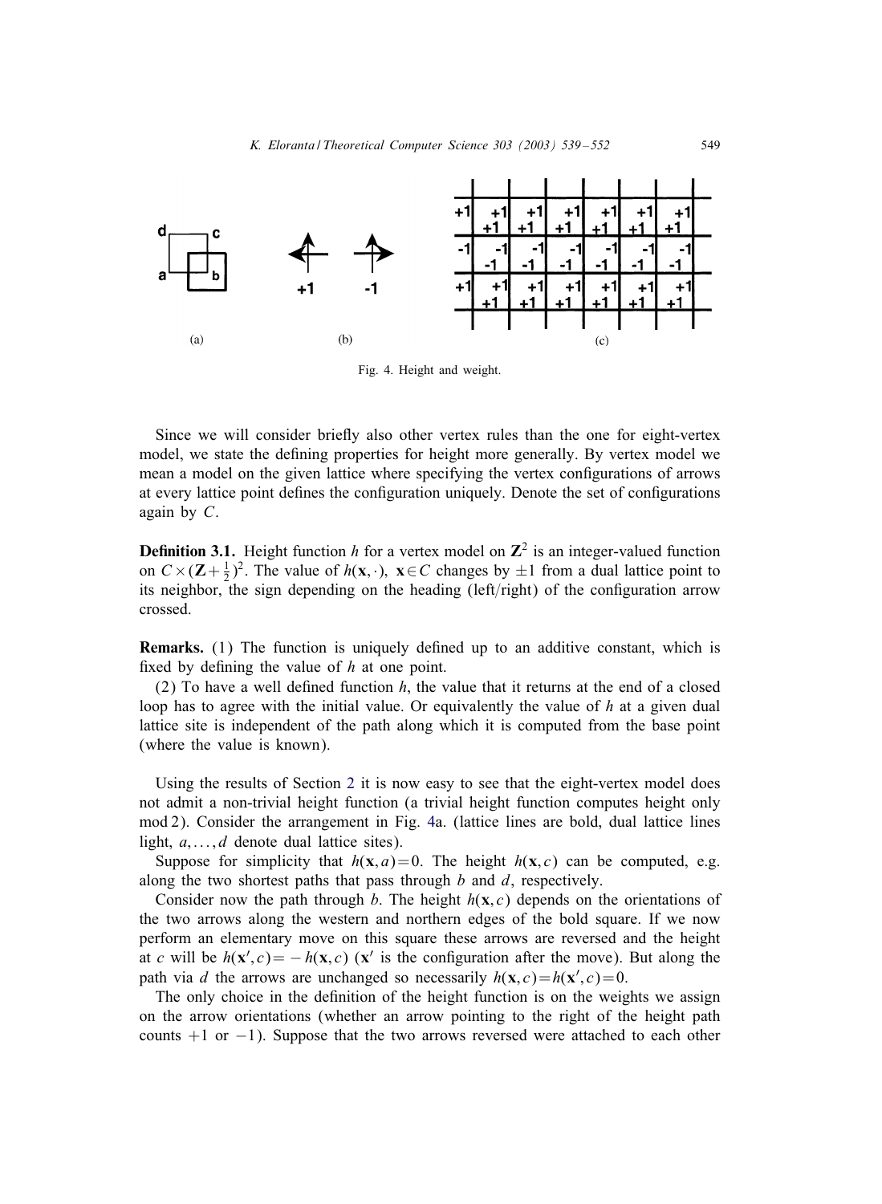(a) (b) (c)

Fig. 4. Height and weight.

Since we will consider briefly also other vertex rules than the one for eight-vertex model, we state the defining properties for height more generally. By vertex model we mean a model on the given lattice where specifying the vertex configurations of arrows at every lattice point defines the configuration uniquely. Denote the set of configurations again by $C$.

**Definition 3.1.** Height function $h$ for a vertex model on $\mathbf{Z}^2$ is an integer-valued function on $C \times (\mathbf{Z} + \frac{1}{2})^2$. The value of $h(\mathbf{x}, \cdot)$, $\mathbf{x} \in C$ changes by $\pm 1$ from a dual lattice point to its neighbor, the sign depending on the heading (left/right) of the configuration arrow crossed.

**Remarks.** (1) The function is uniquely defined up to an additive constant, which is fixed by defining the value of $h$ at one point.

(2) To have a well defined function $h$, the value that it returns at the end of a closed loop has to agree with the initial value. Or equivalently the value of $h$ at a given dual lattice site is independent of the path along which it is computed from the base point (where the value is known).

Using the results of Section 2 it is now easy to see that the eight-vertex model does not admit a non-trivial height function (a trivial height function computes height only mod 2). Consider the arrangement in Fig. 4a. (lattice lines are bold, dual lattice lines light, $a, \ldots, d$ denote dual lattice sites).

Suppose for simplicity that $h(\mathbf{x}, a) = 0$. The height $h(\mathbf{x}, c)$ can be computed, e.g. along the two shortest paths that pass through $b$ and $d$, respectively.

Consider now the path through $b$. The height $h(\mathbf{x}, c)$ depends on the orientations of the two arrows along the western and northern edges of the bold square. If we now perform an elementary move on this square these arrows are reversed and the height at $c$ will be $h(\mathbf{x}', c) = -h(\mathbf{x}, c)$ ($\mathbf{x}'$ is the configuration after the move). But along the path via $d$ the arrows are unchanged so necessarily $h(\mathbf{x}, c) = h(\mathbf{x}', c) = 0$.

The only choice in the definition of the height function is on the weights we assign on the arrow orientations (whether an arrow pointing to the right of the height path counts $+1$ or $-1$). Suppose that the two arrows reversed were attached to each other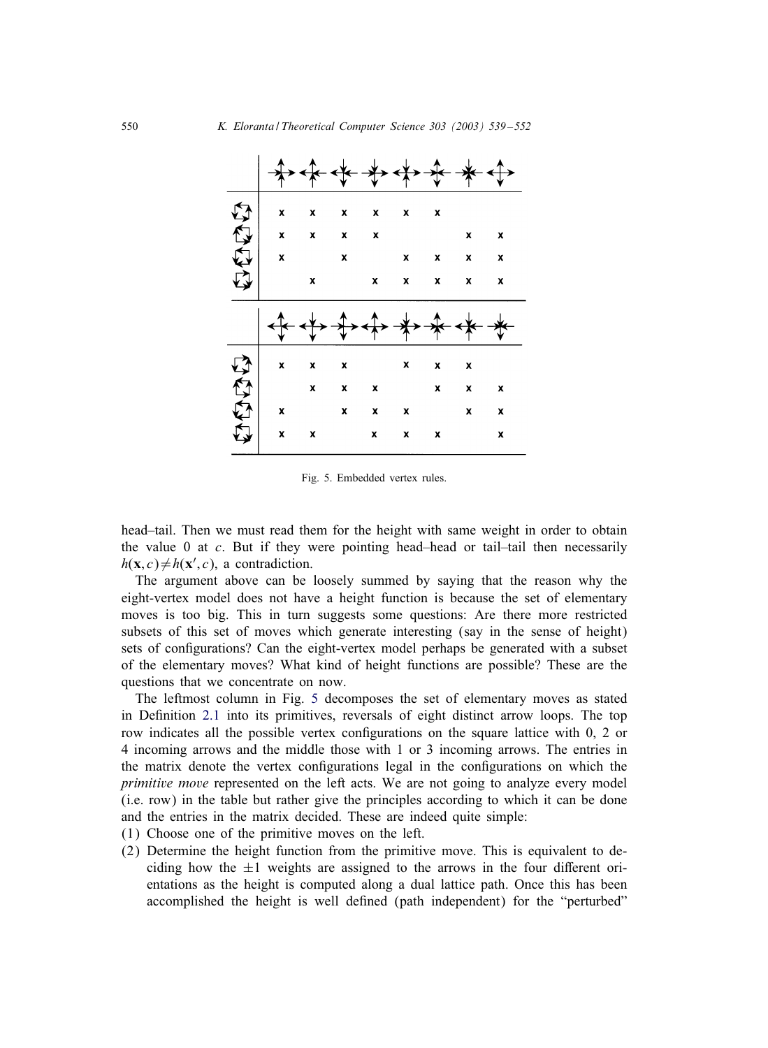| | | | | | | | | |
|---|---|---|---|---|---|---|---|---|
| | x | x | x | x | x | x | | |
| | x | x | x | x | | | x | x |
| | x | | x | | x | x | x | x |
| | | x | | x | x | x | x | x |

| | | | | | | | | |
|---|---|---|---|---|---|---|---|---|
| | x | x | x | | x | x | x | |
| | | x | x | x | | x | x | x |
| | x | | x | x | x | | x | x |
| | x | x | | x | x | x | | x |

Fig. 5. Embedded vertex rules.

head–tail. Then we must read them for the height with same weight in order to obtain the value 0 at $c$. But if they were pointing head–head or tail–tail then necessarily $h(\mathbf{x}, c) \neq h(\mathbf{x}', c)$, a contradiction.

The argument above can be loosely summed by saying that the reason why the eight-vertex model does not have a height function is because the set of elementary moves is too big. This in turn suggests some questions: Are there more restricted subsets of this set of moves which generate interesting (say in the sense of height) sets of configurations? Can the eight-vertex model perhaps be generated with a subset of the elementary moves? What kind of height functions are possible? These are the questions that we concentrate on now.

The leftmost column in Fig. 5 decomposes the set of elementary moves as stated in Definition 2.1 into its primitives, reversals of eight distinct arrow loops. The top row indicates all the possible vertex configurations on the square lattice with 0, 2 or 4 incoming arrows and the middle those with 1 or 3 incoming arrows. The entries in the matrix denote the vertex configurations legal in the configurations on which the *primitive move* represented on the left acts. We are not going to analyze every model (i.e. row) in the table but rather give the principles according to which it can be done and the entries in the matrix decided. These are indeed quite simple:

(1) Choose one of the primitive moves on the left.
(2) Determine the height function from the primitive move. This is equivalent to deciding how the $\pm 1$ weights are assigned to the arrows in the four different orientations as the height is computed along a dual lattice path. Once this has been accomplished the height is well defined (path independent) for the "perturbed"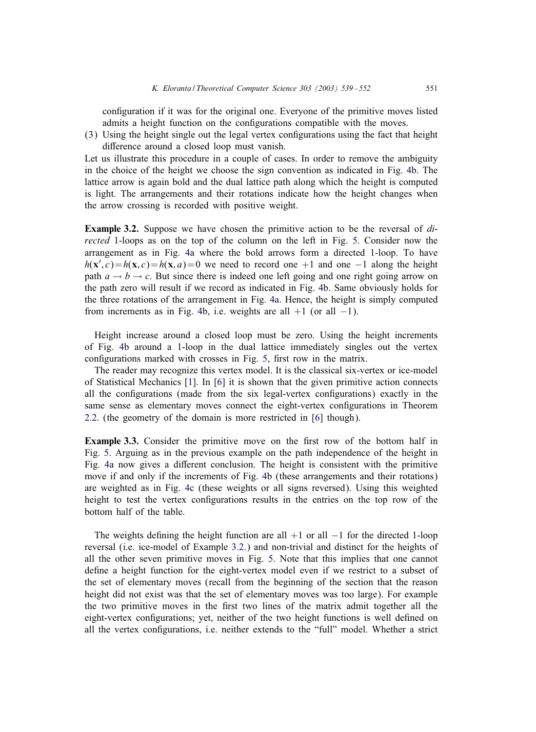configuration if it was for the original one. Everyone of the primitive moves listed admits a height function on the configurations compatible with the moves.

(3) Using the height single out the legal vertex configurations using the fact that height difference around a closed loop must vanish.

Let us illustrate this procedure in a couple of cases. In order to remove the ambiguity in the choice of the height we choose the sign convention as indicated in Fig. 4b. The lattice arrow is again bold and the dual lattice path along which the height is computed is light. The arrangements and their rotations indicate how the height changes when the arrow crossing is recorded with positive weight.

**Example 3.2.** Suppose we have chosen the primitive action to be the reversal of *directed* 1-loops as on the top of the column on the left in Fig. 5. Consider now the arrangement as in Fig. 4a where the bold arrows form a directed 1-loop. To have $h(\mathbf{x}', c) = h(\mathbf{x}, c) = h(\mathbf{x}, a) = 0$ we need to record one $+1$ and one $-1$ along the height path $a \to b \to c$. But since there is indeed one left going and one right going arrow on the path zero will result if we record as indicated in Fig. 4b. Same obviously holds for the three rotations of the arrangement in Fig. 4a. Hence, the height is simply computed from increments as in Fig. 4b, i.e. weights are all $+1$ (or all $-1$).

Height increase around a closed loop must be zero. Using the height increments of Fig. 4b around a 1-loop in the dual lattice immediately singles out the vertex configurations marked with crosses in Fig. 5, first row in the matrix.

The reader may recognize this vertex model. It is the classical six-vertex or ice-model of Statistical Mechanics [1]. In [6] it is shown that the given primitive action connects all the configurations (made from the six legal-vertex configurations) exactly in the same sense as elementary moves connect the eight-vertex configurations in Theorem 2.2. (the geometry of the domain is more restricted in [6] though).

**Example 3.3.** Consider the primitive move on the first row of the bottom half in Fig. 5. Arguing as in the previous example on the path independence of the height in Fig. 4a now gives a different conclusion. The height is consistent with the primitive move if and only if the increments of Fig. 4b (these arrangements and their rotations) are weighted as in Fig. 4c (these weights or all signs reversed). Using this weighted height to test the vertex configurations results in the entries on the top row of the bottom half of the table.

The weights defining the height function are all $+1$ or all $-1$ for the directed 1-loop reversal (i.e. ice-model of Example 3.2.) and non-trivial and distinct for the heights of all the other seven primitive moves in Fig. 5. Note that this implies that one cannot define a height function for the eight-vertex model even if we restrict to a subset of the set of elementary moves (recall from the beginning of the section that the reason height did not exist was that the set of elementary moves was too large). For example the two primitive moves in the first two lines of the matrix admit together all the eight-vertex configurations; yet, neither of the two height functions is well defined on all the vertex configurations, i.e. neither extends to the "full" model. Whether a strict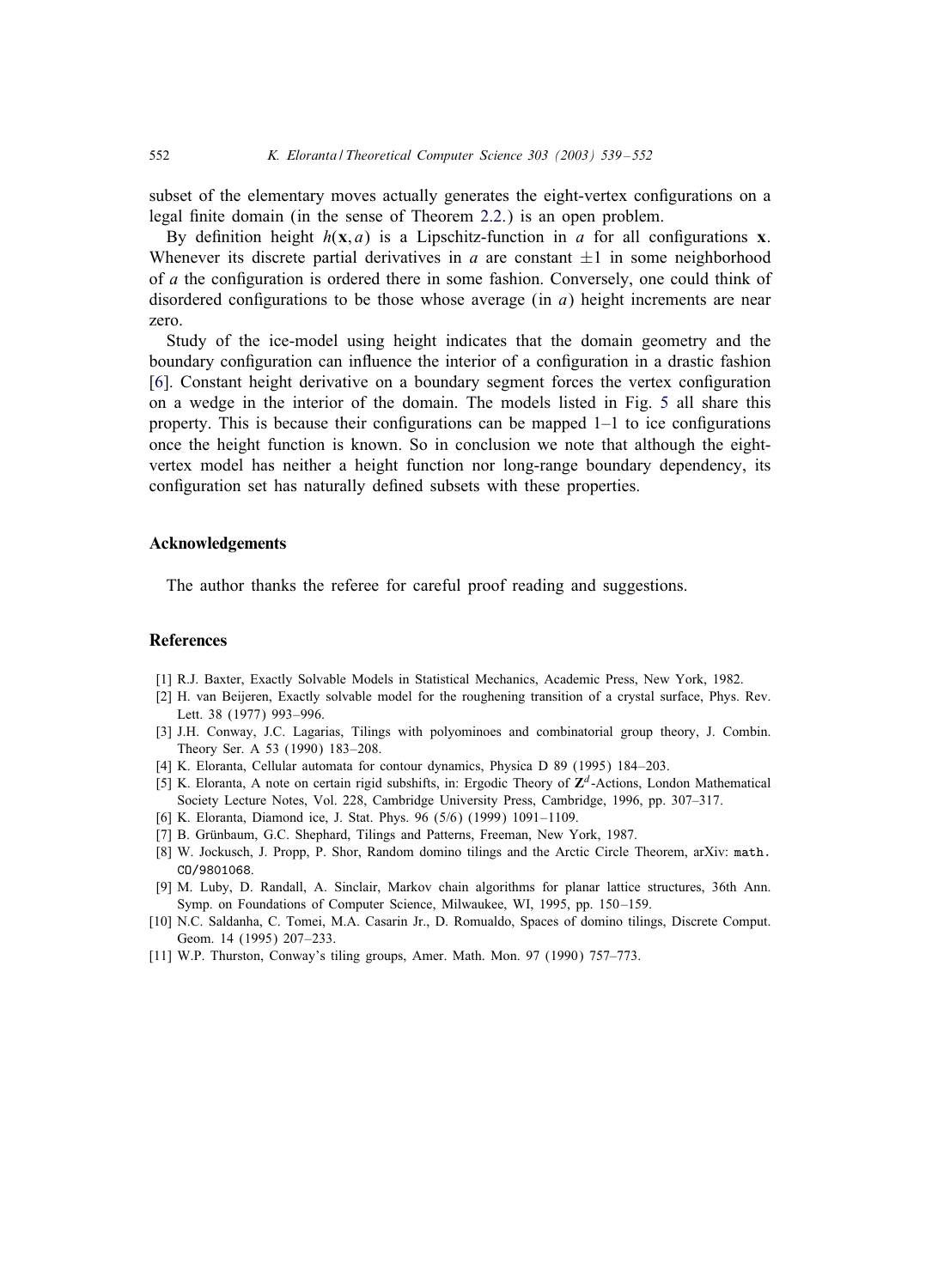subset of the elementary moves actually generates the eight-vertex configurations on a legal finite domain (in the sense of Theorem 2.2.) is an open problem.

By definition height $h(\mathbf{x}, a)$ is a Lipschitz-function in $a$ for all configurations $\mathbf{x}$. Whenever its discrete partial derivatives in $a$ are constant $\pm 1$ in some neighborhood of $a$ the configuration is ordered there in some fashion. Conversely, one could think of disordered configurations to be those whose average (in $a$) height increments are near zero.

Study of the ice-model using height indicates that the domain geometry and the boundary configuration can influence the interior of a configuration in a drastic fashion [6]. Constant height derivative on a boundary segment forces the vertex configuration on a wedge in the interior of the domain. The models listed in Fig. 5 all share this property. This is because their configurations can be mapped 1–1 to ice configurations once the height function is known. So in conclusion we note that although the eight-vertex model has neither a height function nor long-range boundary dependency, its configuration set has naturally defined subsets with these properties.

## Acknowledgements

The author thanks the referee for careful proof reading and suggestions.

## References

[1] R.J. Baxter, Exactly Solvable Models in Statistical Mechanics, Academic Press, New York, 1982.

[2] H. van Beijeren, Exactly solvable model for the roughening transition of a crystal surface, Phys. Rev. Lett. 38 (1977) 993–996.

[3] J.H. Conway, J.C. Lagarias, Tilings with polyominoes and combinatorial group theory, J. Combin. Theory Ser. A 53 (1990) 183–208.

[4] K. Eloranta, Cellular automata for contour dynamics, Physica D 89 (1995) 184–203.

[5] K. Eloranta, A note on certain rigid subshifts, in: Ergodic Theory of $\mathbf{Z}^d$-Actions, London Mathematical Society Lecture Notes, Vol. 228, Cambridge University Press, Cambridge, 1996, pp. 307–317.

[6] K. Eloranta, Diamond ice, J. Stat. Phys. 96 (5/6) (1999) 1091–1109.

[7] B. Grünbaum, G.C. Shephard, Tilings and Patterns, Freeman, New York, 1987.

[8] W. Jockusch, J. Propp, P. Shor, Random domino tilings and the Arctic Circle Theorem, arXiv: math.CO/9801068.

[9] M. Luby, D. Randall, A. Sinclair, Markov chain algorithms for planar lattice structures, 36th Ann. Symp. on Foundations of Computer Science, Milwaukee, WI, 1995, pp. 150–159.

[10] N.C. Saldanha, C. Tomei, M.A. Casarin Jr., D. Romualdo, Spaces of domino tilings, Discrete Comput. Geom. 14 (1995) 207–233.

[11] W.P. Thurston, Conway's tiling groups, Amer. Math. Mon. 97 (1990) 757–773.